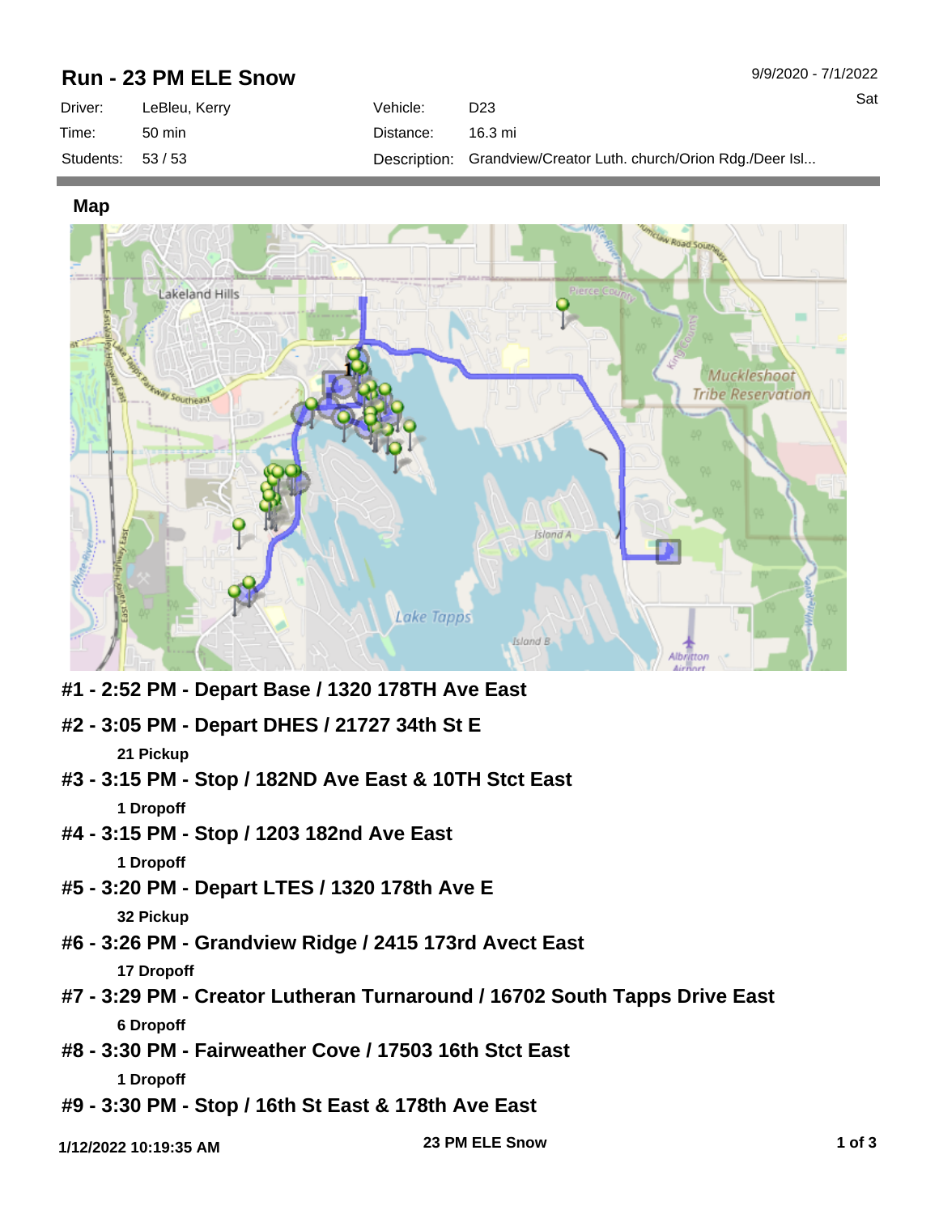# Run - 23 PM ELE Snow

9/9/2020 - 7/1/2022
Sat

| | | | |
|---|---|---|---|
| Driver: | LeBleu, Kerry | Vehicle: | D23 |
| Time: | 50 min | Distance: | 16.3 mi |
| Students: | 53 / 53 | Description: | Grandview/Creator Luth. church/Orion Rdg./Deer Isl... |

## Map

**#1 - 2:52 PM - Depart Base / 1320 178TH Ave East**

**#2 - 3:05 PM - Depart DHES / 21727 34th St E**

**21 Pickup**

**#3 - 3:15 PM - Stop / 182ND Ave East & 10TH Stct East**

**1 Dropoff**

**#4 - 3:15 PM - Stop / 1203 182nd Ave East**

**1 Dropoff**

**#5 - 3:20 PM - Depart LTES / 1320 178th Ave E**

**32 Pickup**

**#6 - 3:26 PM - Grandview Ridge / 2415 173rd Avect East**

**17 Dropoff**

**#7 - 3:29 PM - Creator Lutheran Turnaround / 16702 South Tapps Drive East**

**6 Dropoff**

**#8 - 3:30 PM - Fairweather Cove / 17503 16th Stct East**

**1 Dropoff**

**#9 - 3:30 PM - Stop / 16th St East & 178th Ave East**

1/12/2022 10:19:35 AM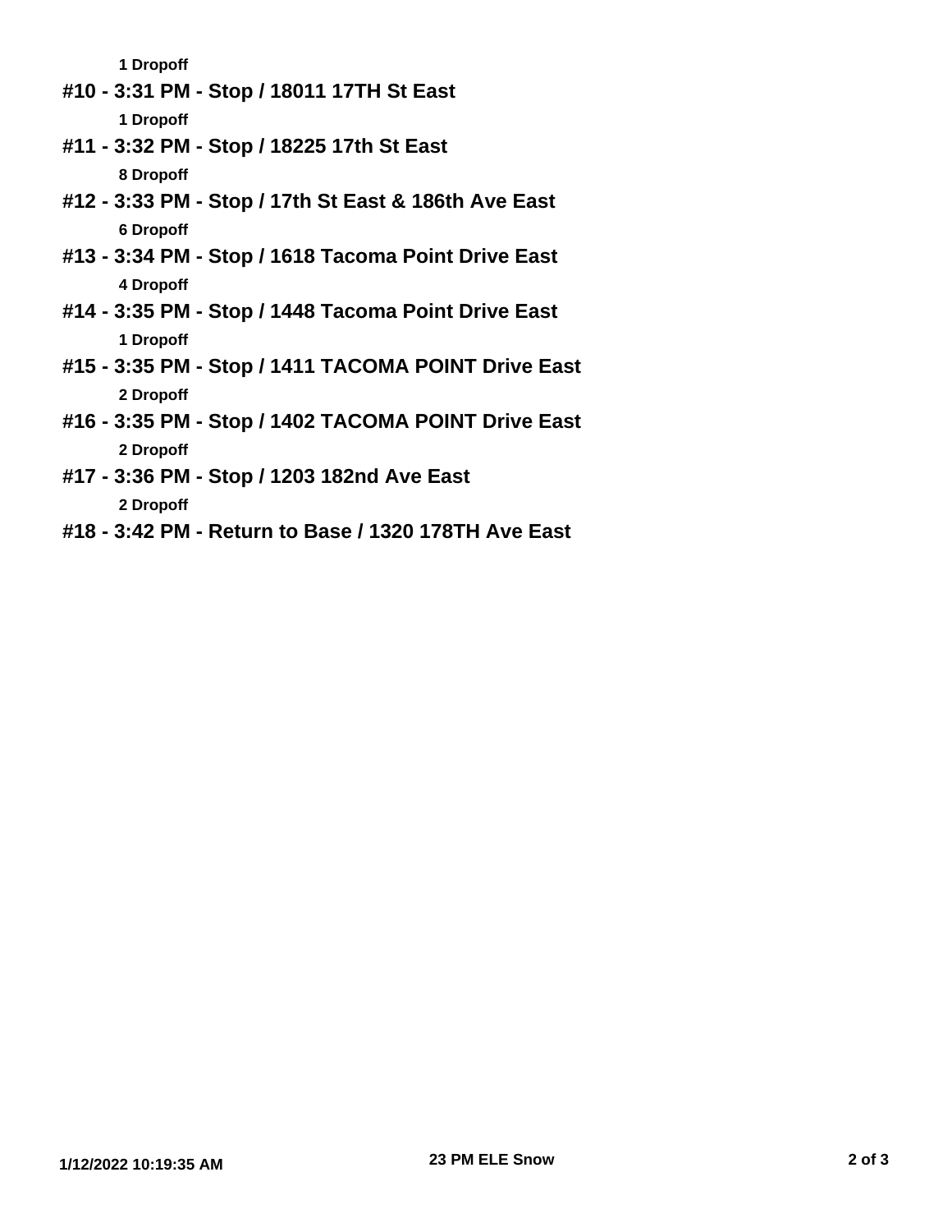**1 Dropoff**

**#10 - 3:31 PM - Stop / 18011 17TH St East**

**1 Dropoff**

**#11 - 3:32 PM - Stop / 18225 17th St East**

**8 Dropoff**

**#12 - 3:33 PM - Stop / 17th St East & 186th Ave East**

**6 Dropoff**

**#13 - 3:34 PM - Stop / 1618 Tacoma Point Drive East**

**4 Dropoff**

**#14 - 3:35 PM - Stop / 1448 Tacoma Point Drive East**

**1 Dropoff**

**#15 - 3:35 PM - Stop / 1411 TACOMA POINT Drive East**

**2 Dropoff**

**#16 - 3:35 PM - Stop / 1402 TACOMA POINT Drive East**

**2 Dropoff**

**#17 - 3:36 PM - Stop / 1203 182nd Ave East**

**2 Dropoff**

**#18 - 3:42 PM - Return to Base / 1320 178TH Ave East**